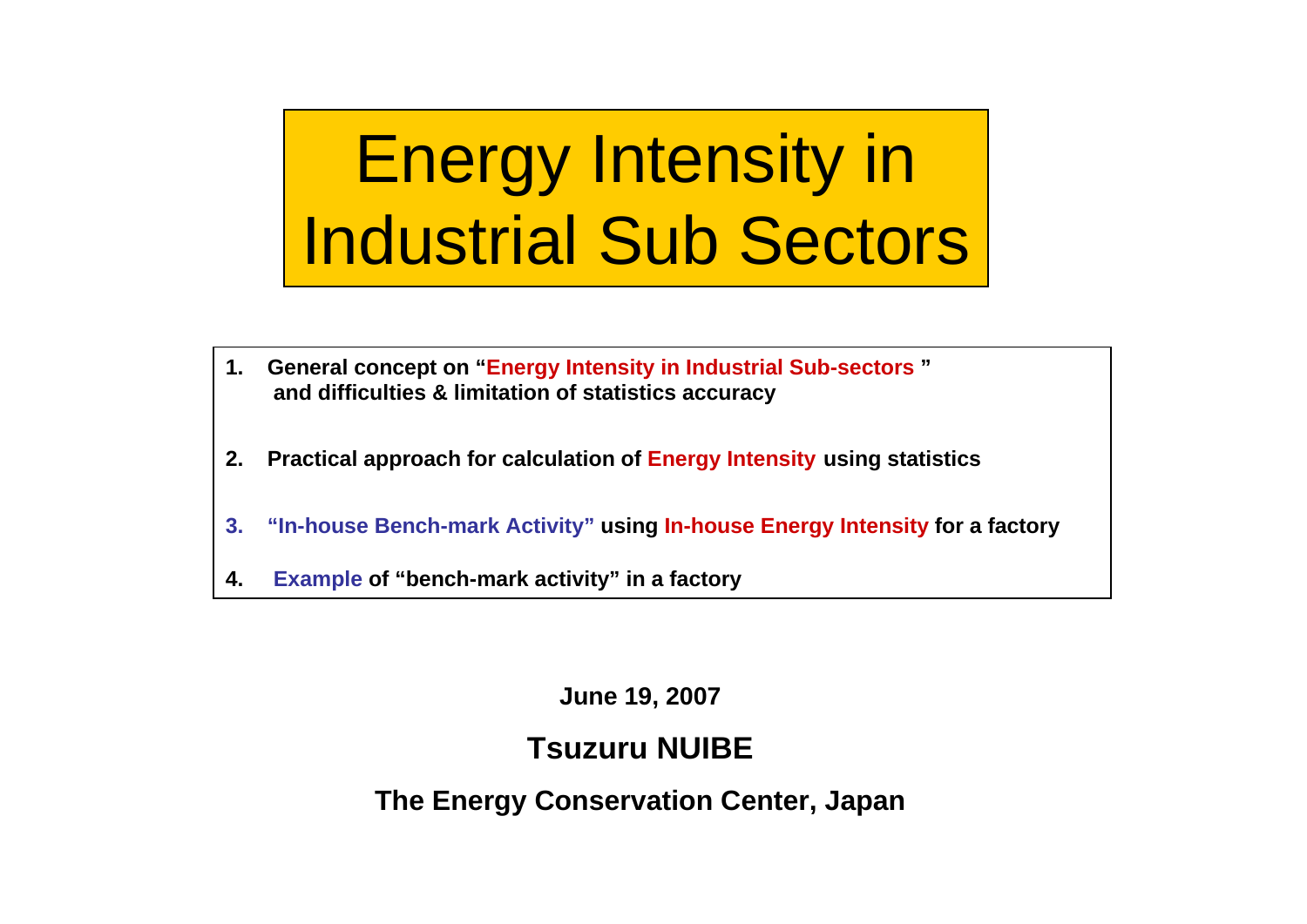# Energy Intensity in Industrial Sub Sectors

1. **General concept on "Energy Intensity in Industrial Sub-sectors" and difficulties & limitation of statistics accuracy**
2. **Practical approach for calculation of Energy Intensity using statistics**
3. **"In-house Bench-mark Activity" using In-house Energy Intensity for a factory**
4. **Example of "bench-mark activity" in a factory**

**June 19, 2007**

**Tsuzuru NUIBE**

**The Energy Conservation Center, Japan**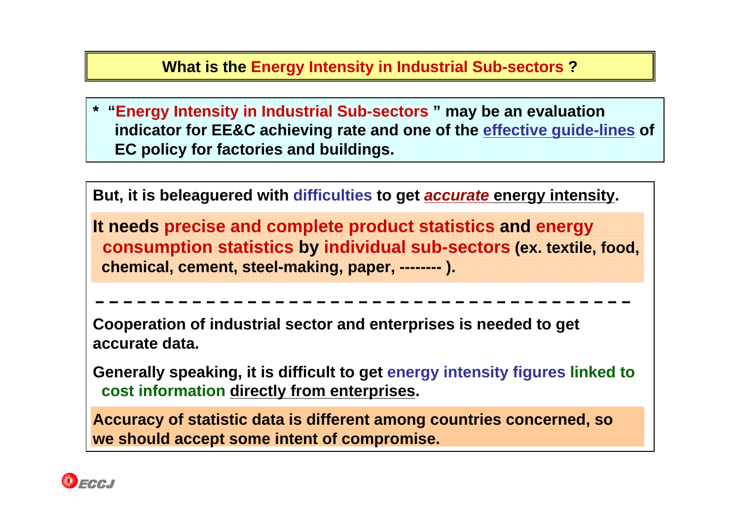# What is the Energy Intensity in Industrial Sub-sectors ?

* "**Energy Intensity in Industrial Sub-sectors**" may be an evaluation indicator for EE&C achieving rate and one of the effective guide-lines of EC policy for factories and buildings.

**But, it is beleaguered with difficulties to get *accurate* energy intensity.**

**It needs precise and complete product statistics and energy consumption statistics by individual sub-sectors (ex. textile, food, chemical, cement, steel-making, paper, -------- ).**

---

**Cooperation of industrial sector and enterprises is needed to get accurate data.**

**Generally speaking, it is difficult to get energy intensity figures linked to cost information directly from enterprises.**

**Accuracy of statistic data is different among countries concerned, so we should accept some intent of compromise.**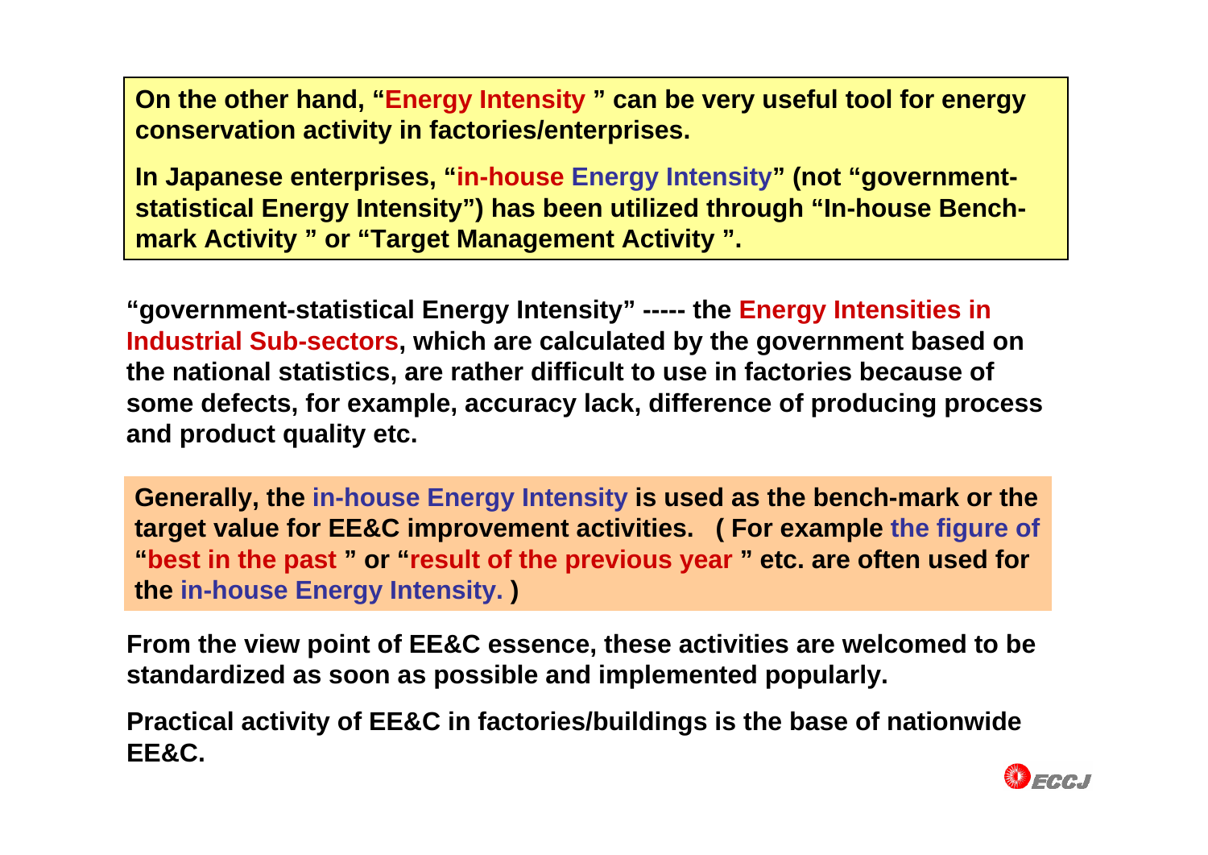**On the other hand, "Energy Intensity " can be very useful tool for energy conservation activity in factories/enterprises.**

**In Japanese enterprises, "in-house Energy Intensity" (not "government-statistical Energy Intensity") has been utilized through "In-house Bench-mark Activity " or "Target Management Activity ".**

**"government-statistical Energy Intensity" ----- the Energy Intensities in Industrial Sub-sectors, which are calculated by the government based on the national statistics, are rather difficult to use in factories because of some defects, for example, accuracy lack, difference of producing process and product quality etc.**

**Generally, the in-house Energy Intensity is used as the bench-mark or the target value for EE&C improvement activities. ( For example the figure of "best in the past " or "result of the previous year " etc. are often used for the in-house Energy Intensity. )**

**From the view point of EE&C essence, these activities are welcomed to be standardized as soon as possible and implemented popularly.**

**Practical activity of EE&C in factories/buildings is the base of nationwide EE&C.**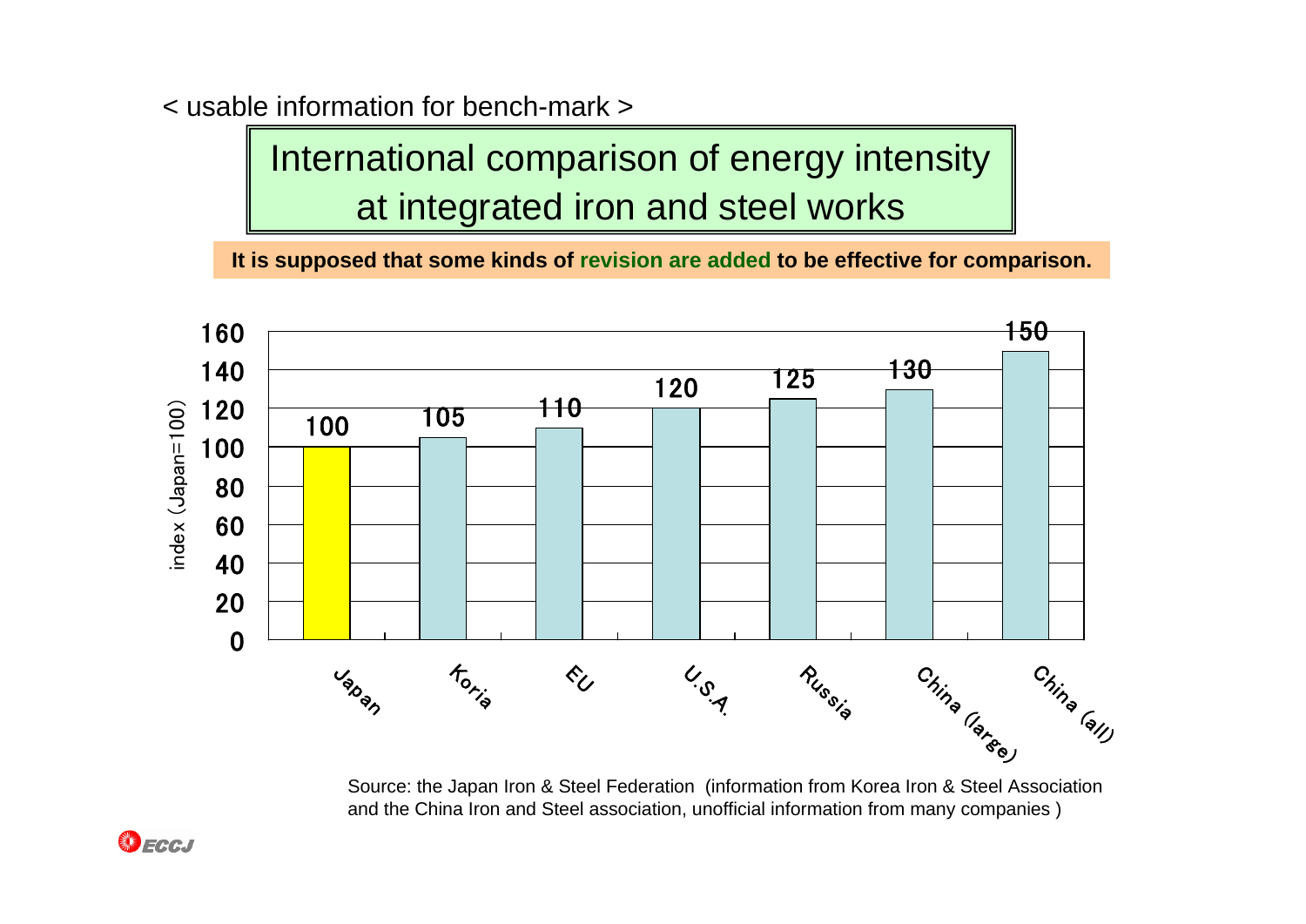< usable information for bench-mark >

# International comparison of energy intensity at integrated iron and steel works

**It is supposed that some kinds of revision are added to be effective for comparison.**

| | Japan | Koria | EU | U.S.A. | Russia | China (large) | China (all) |
|---|---|---|---|---|---|---|---|
| index (Japan=100) | 100 | 105 | 110 | 120 | 125 | 130 | 150 |

Source: the Japan Iron & Steel Federation (information from Korea Iron & Steel Association and the China Iron and Steel association, unofficial information from many companies )

ECCJ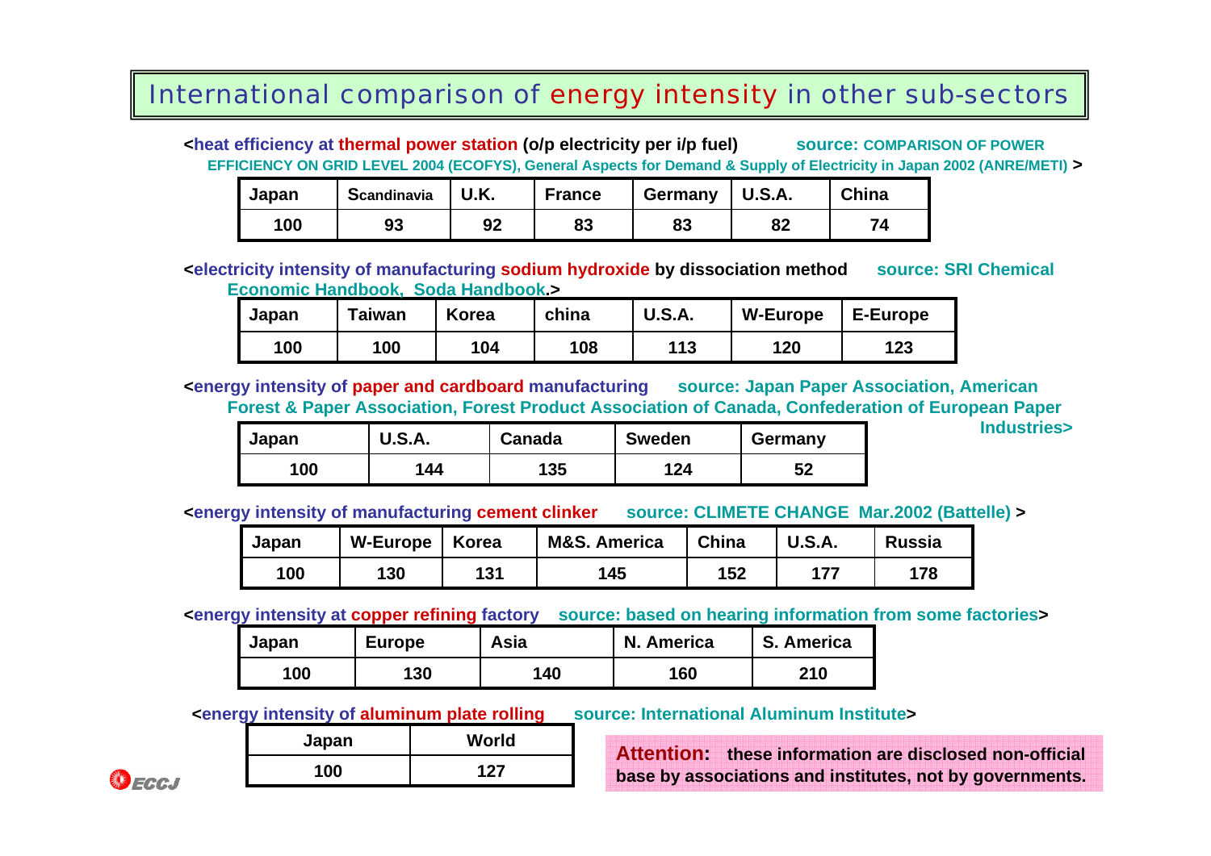# International comparison of energy intensity in other sub-sectors

<heat efficiency at thermal power station (o/p electricity per i/p fuel) source: COMPARISON OF POWER EFFICIENCY ON GRID LEVEL 2004 (ECOFYS), General Aspects for Demand & Supply of Electricity in Japan 2002 (ANRE/METI) >

| Japan | Scandinavia | U.K. | France | Germany | U.S.A. | China |
|---|---|---|---|---|---|---|
| 100 | 93 | 92 | 83 | 83 | 82 | 74 |

<electricity intensity of manufacturing sodium hydroxide by dissociation method source: SRI Chemical Economic Handbook, Soda Handbook.>

| Japan | Taiwan | Korea | china | U.S.A. | W-Europe | E-Europe |
|---|---|---|---|---|---|---|
| 100 | 100 | 104 | 108 | 113 | 120 | 123 |

<energy intensity of paper and cardboard manufacturing source: Japan Paper Association, American Forest & Paper Association, Forest Product Association of Canada, Confederation of European Paper Industries>

| Japan | U.S.A. | Canada | Sweden | Germany |
|---|---|---|---|---|
| 100 | 144 | 135 | 124 | 52 |

<energy intensity of manufacturing cement clinker source: CLIMETE CHANGE Mar.2002 (Battelle) >

| Japan | W-Europe | Korea | M&S. America | China | U.S.A. | Russia |
|---|---|---|---|---|---|---|
| 100 | 130 | 131 | 145 | 152 | 177 | 178 |

<energy intensity at copper refining factory source: based on hearing information from some factories>

| Japan | Europe | Asia | N. America | S. America |
|---|---|---|---|---|
| 100 | 130 | 140 | 160 | 210 |

<energy intensity of aluminum plate rolling source: International Aluminum Institute>

| Japan | World |
|---|---|
| 100 | 127 |

**Attention: these information are disclosed non-official base by associations and institutes, not by governments.**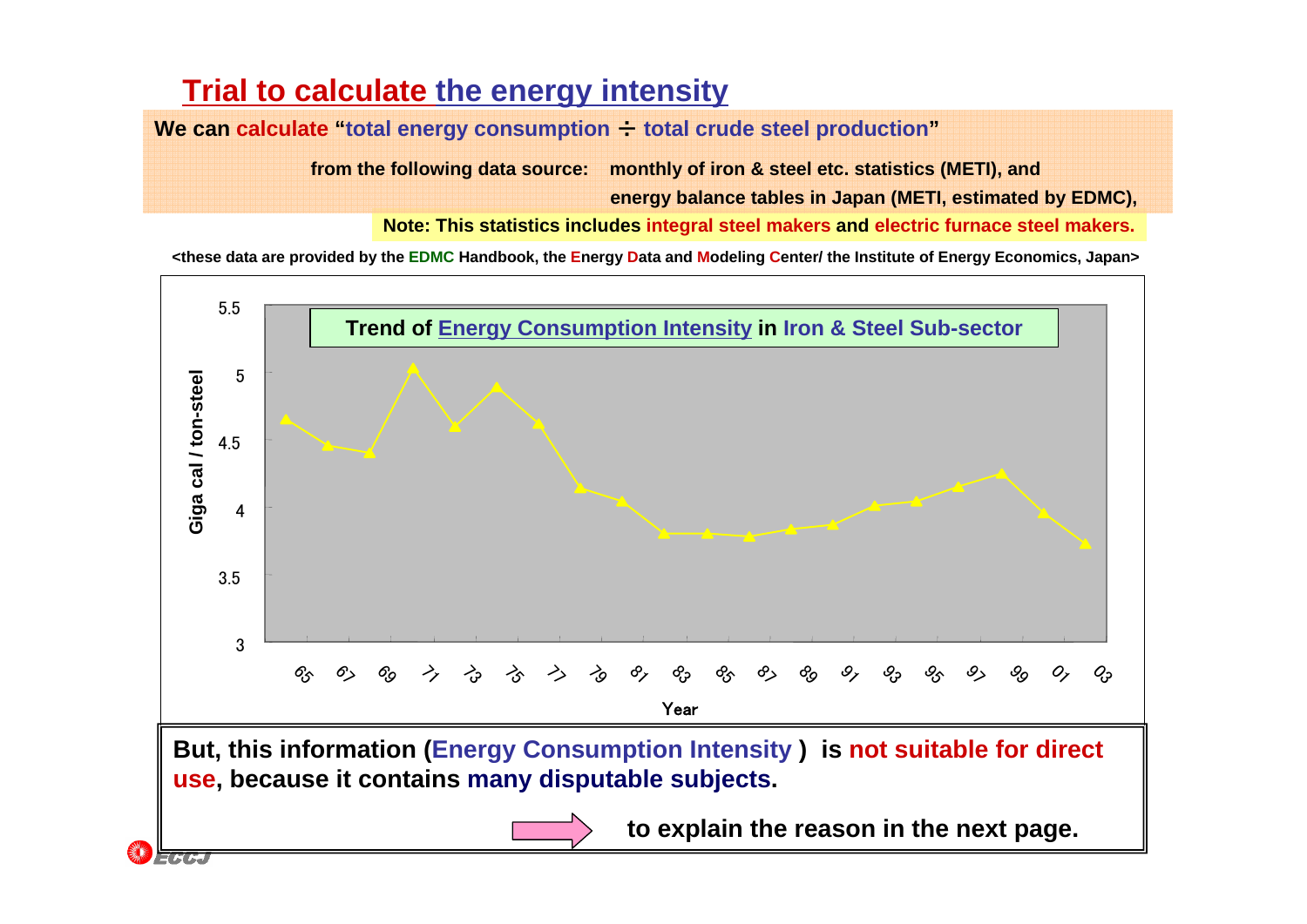# Trial to calculate the energy intensity

**We can calculate "total energy consumption ÷ total crude steel production"**

**from the following data source: monthly of iron & steel etc. statistics (METI), and energy balance tables in Japan (METI, estimated by EDMC),**

**Note: This statistics includes integral steel makers and electric furnace steel makers.**

**<these data are provided by the EDMC Handbook, the Energy Data and Modeling Center/ the Institute of Energy Economics, Japan>**

**Trend of Energy Consumption Intensity in Iron & Steel Sub-sector**

Y-axis: Giga cal / ton-steel (3 – 5.5)

X-axis: Year (65, 67, 69, 71, 73, 75, 77, 79, 81, 83, 85, 87, 89, 91, 93, 95, 97, 99, 01, 03)

**But, this information (Energy Consumption Intensity ) is not suitable for direct use, because it contains many disputable subjects.**

**to explain the reason in the next page.**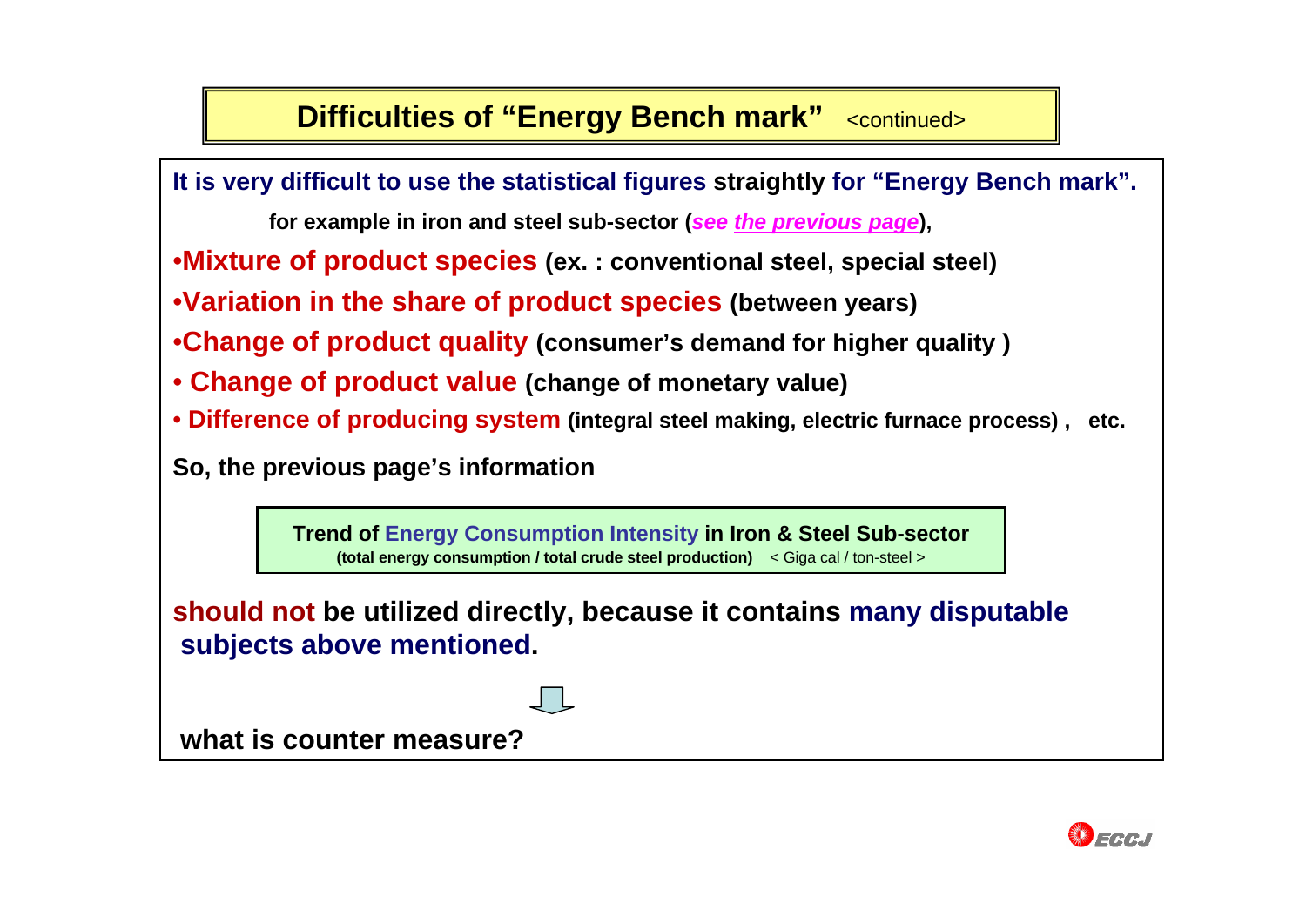# Difficulties of "Energy Bench mark" <continued>

**It is very difficult to use the statistical figures straightly for "Energy Bench mark".**

**for example in iron and steel sub-sector (*see the previous page*),**

- **Mixture of product species** (ex. : conventional steel, special steel)
- **Variation in the share of product species** (between years)
- **Change of product quality** (consumer's demand for higher quality )
- **Change of product value** (change of monetary value)
- **Difference of producing system** (integral steel making, electric furnace process) ,   etc.

**So, the previous page's information**

> **Trend of Energy Consumption Intensity in Iron & Steel Sub-sector**
> **(total energy consumption / total crude steel production)** < Giga cal / ton-steel >

**should not be utilized directly, because it contains many disputable subjects above mentioned.**

⇩

**what is counter measure?**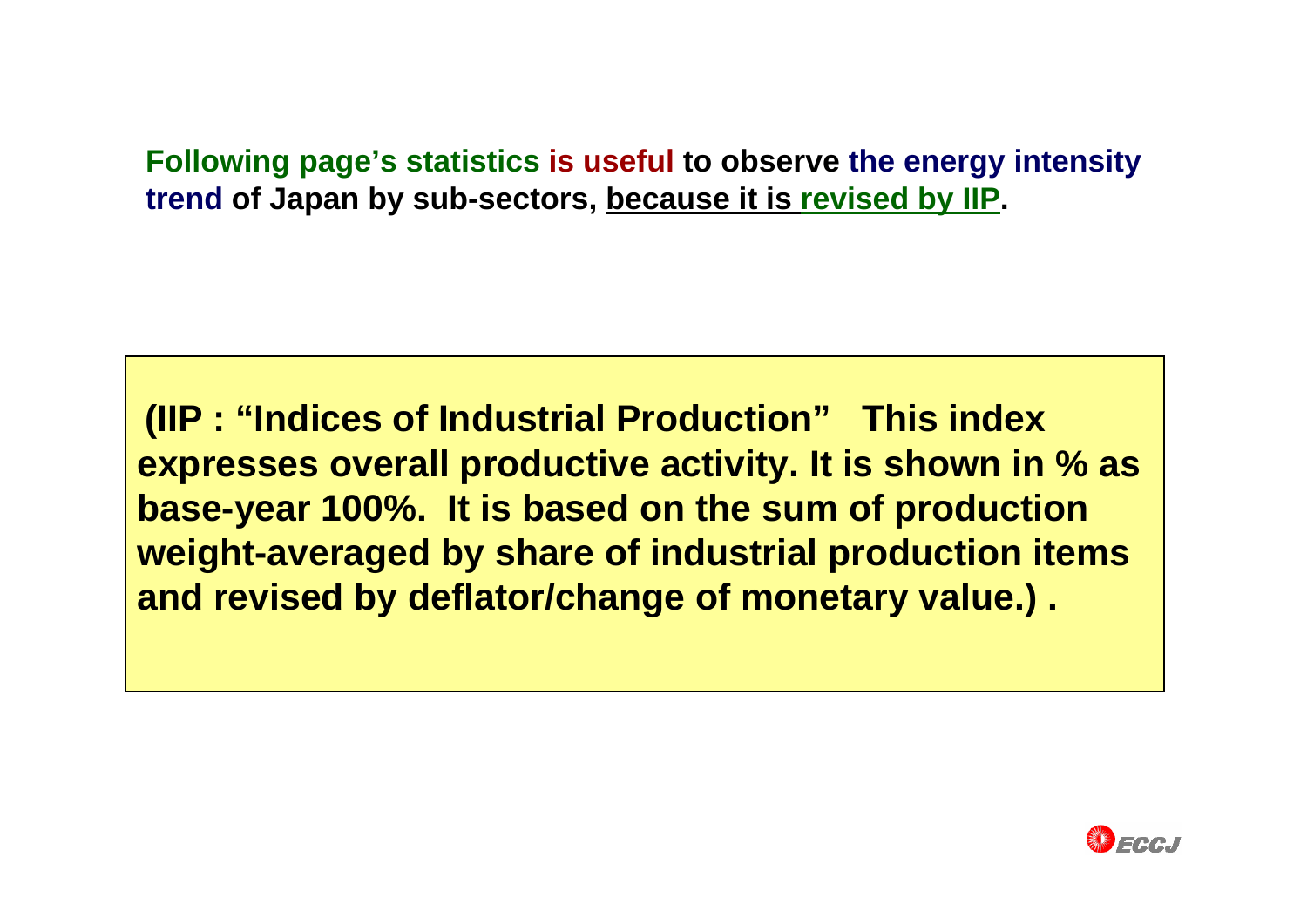**Following page's statistics is useful to observe the energy intensity trend of Japan by sub-sectors, because it is revised by IIP.**

**(IIP : "Indices of Industrial Production" This index expresses overall productive activity. It is shown in % as base-year 100%. It is based on the sum of production weight-averaged by share of industrial production items and revised by deflator/change of monetary value.) .**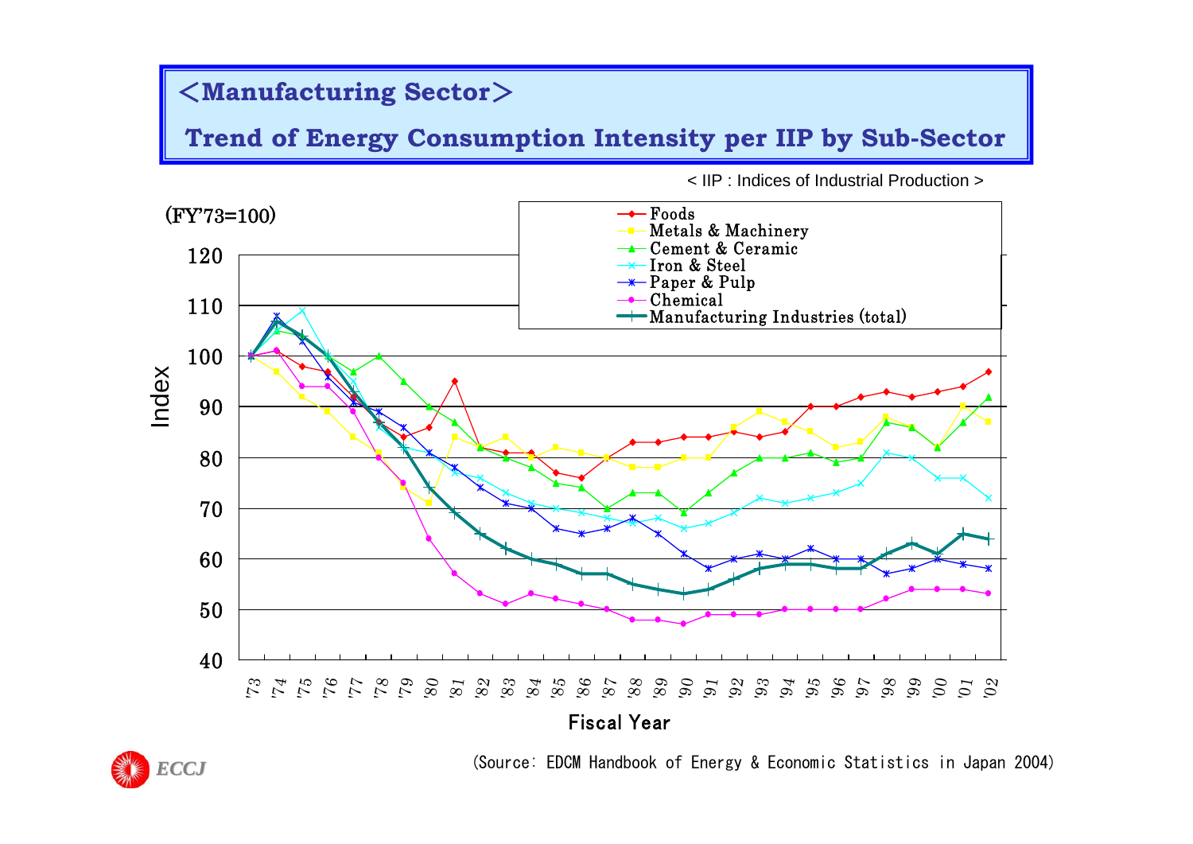# ＜Manufacturing Sector＞

## Trend of Energy Consumption Intensity per IIP by Sub-Sector

< IIP : Indices of Industrial Production >

(FY'73=100)

- Foods
- Metals & Machinery
- Cement & Ceramic
- Iron & Steel
- Paper & Pulp
- Chemical
- Manufacturing Industries (total)

Index

Fiscal Year

'73 '74 '75 '76 '77 '78 '79 '80 '81 '82 '83 '84 '85 '86 '87 '88 '89 '90 '91 '92 '93 '94 '95 '96 '97 '98 '99 '00 '01 '02

(Source: EDCM Handbook of Energy & Economic Statistics in Japan 2004)

ECCJ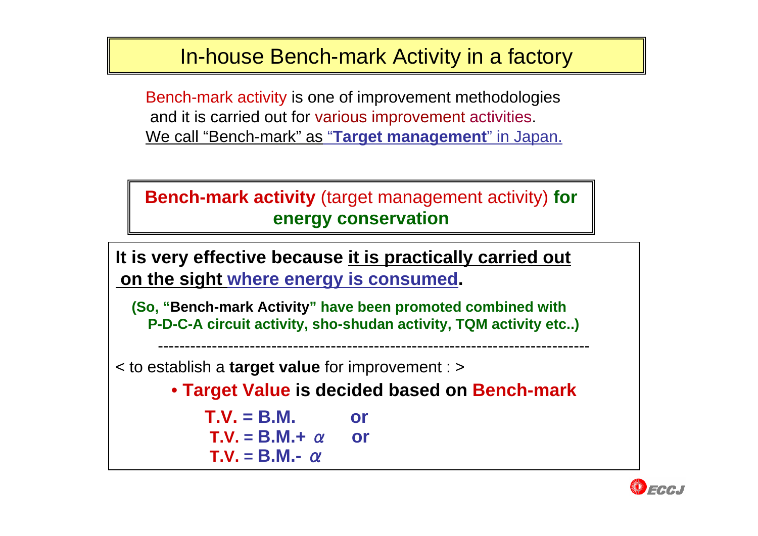# In-house Bench-mark Activity in a factory

Bench-mark activity is one of improvement methodologies and it is carried out for various improvement activities.
We call "Bench-mark" as "**Target management**" in Japan.

**Bench-mark activity** (target management activity) **for energy conservation**

**It is very effective because it is practically carried out on the sight where energy is consumed.**

**(So, "Bench-mark Activity" have been promoted combined with P-D-C-A circuit activity, sho-shudan activity, TQM activity etc..)**

------------------------------------------------------------------------------

< to establish a **target value** for improvement : >

- **Target Value is decided based on Bench-mark**

**T.V. = B.M. or**
**T.V. = B.M.+ $\alpha$ or**
**T.V. = B.M.- $\alpha$**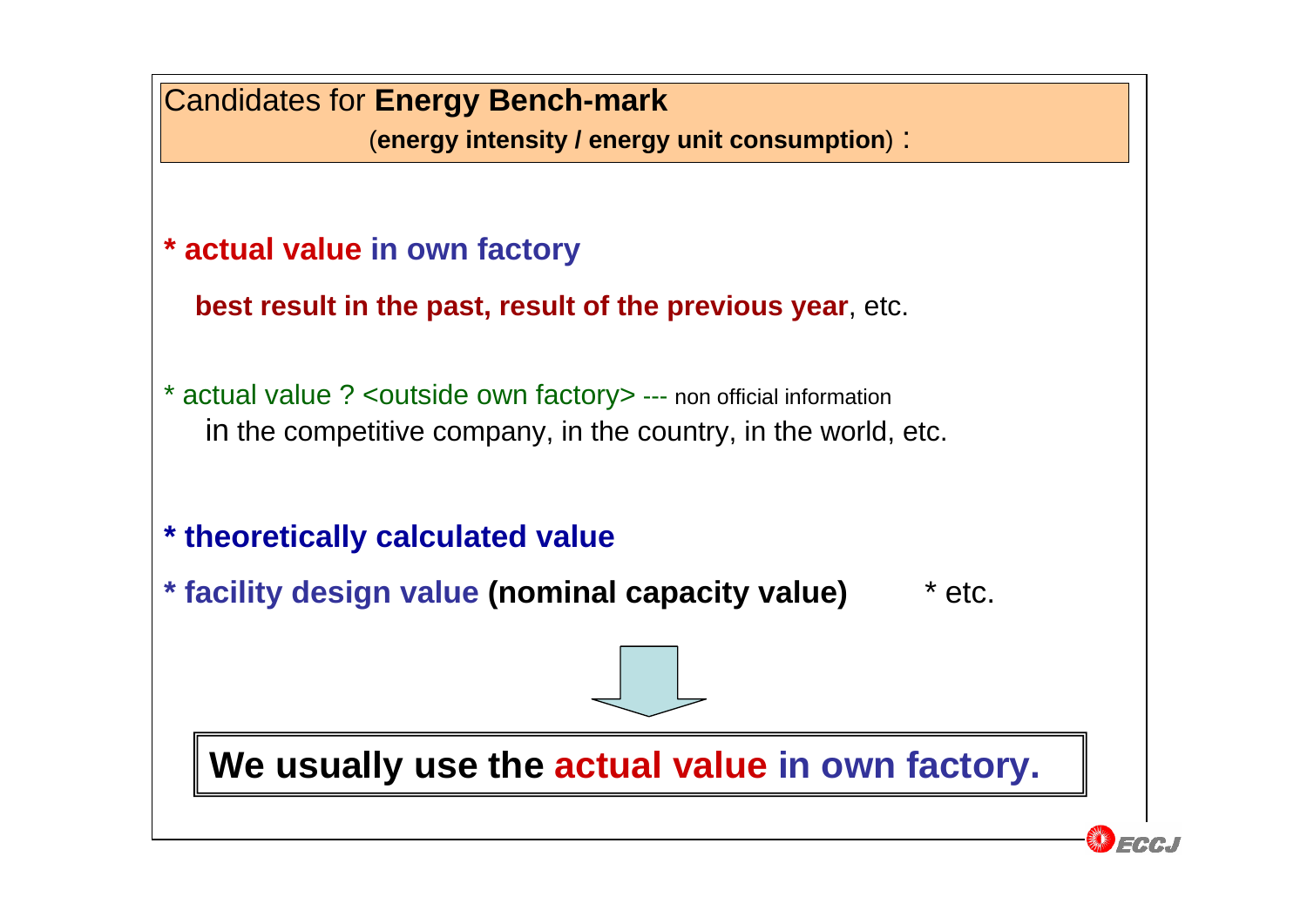## Candidates for **Energy Bench-mark**

(**energy intensity / energy unit consumption**) :

* **actual value in own factory**

  **best result in the past, result of the previous year**, etc.

* actual value ? <outside own factory> --- non official information
  in the competitive company, in the country, in the world, etc.

* **theoretically calculated value**
* **facility design value (nominal capacity value)**  * etc.

**We usually use the actual value in own factory.**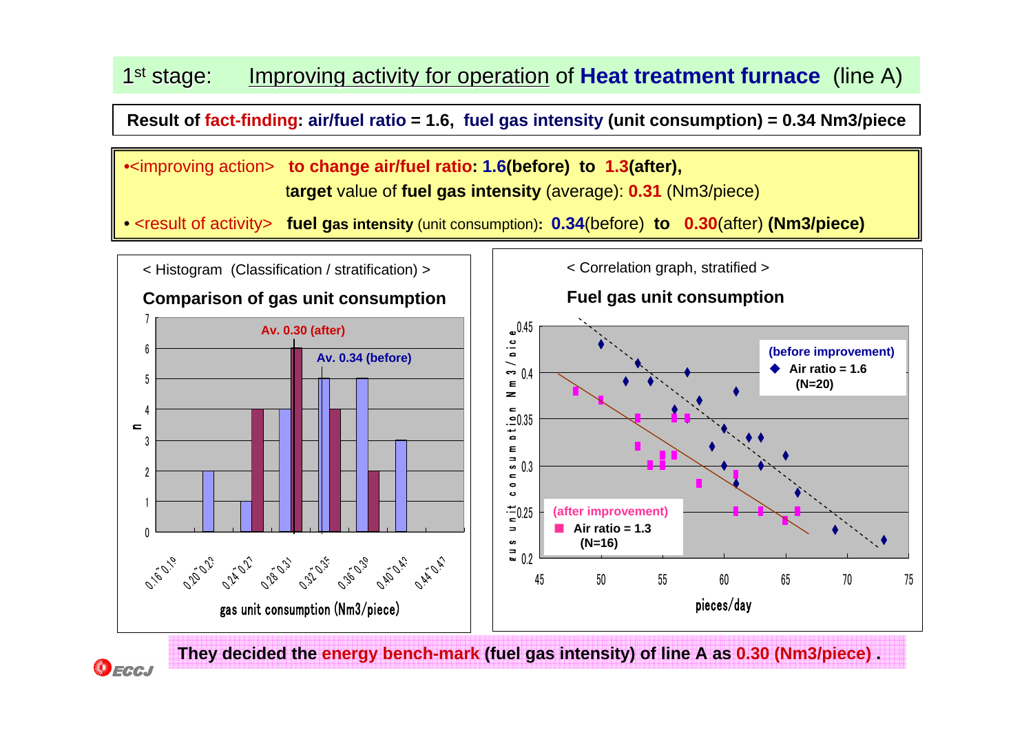# 1st stage: Improving activity for operation of **Heat treatment furnace** (line A)

**Result of fact-finding: air/fuel ratio = 1.6, fuel gas intensity (unit consumption) = 0.34 Nm3/piece**

- <improving action> **to change air/fuel ratio: 1.6(before) to 1.3(after),**
  **target** value of **fuel gas intensity** (average): **0.31** (Nm3/piece)
- <result of activity> **fuel gas intensity** (unit consumption)**: 0.34**(before) **to 0.30**(after) **(Nm3/piece)**

< Histogram (Classification / stratification) >

**Comparison of gas unit consumption**

Av. 0.30 (after)

Av. 0.34 (before)

| gas unit consumption (Nm3/piece) | n (before) | n (after) |
|---|---|---|
| 0.16~0.19 | 0 | 0 |
| 0.20~0.23 | 2 | 0 |
| 0.24~0.27 | 1 | 4 |
| 0.28~0.31 | 4 | 6 |
| 0.32~0.35 | 5 | 4 |
| 0.36~0.39 | 5 | 2 |
| 0.40~0.43 | 3 | 0 |
| 0.44~0.47 | 0 | 0 |

< Correlation graph, stratified >

**Fuel gas unit consumption**

(before improvement) Air ratio = 1.6 (N=20)

(after improvement) Air ratio = 1.3 (N=16)

x-axis: pieces/day; y-axis: gas unit consumption Nm3/piece

**They decided the energy bench-mark (fuel gas intensity) of line A as 0.30 (Nm3/piece) .**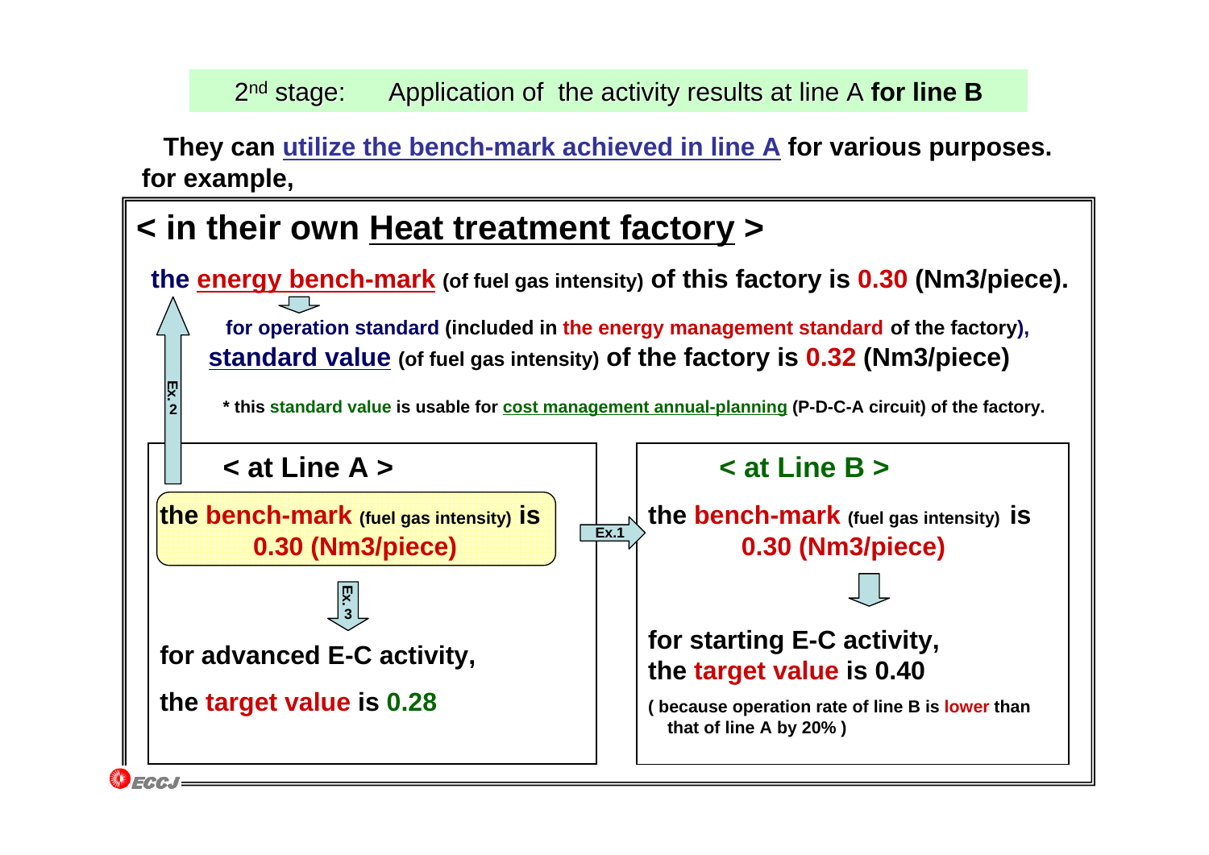## 2nd stage: Application of the activity results at line A **for line B**

**They can utilize the bench-mark achieved in line A for various purposes. for example,**

### < in their own Heat treatment factory >

**the energy bench-mark (of fuel gas intensity) of this factory is 0.30 (Nm3/piece).**

**for operation standard (included in the energy management standard of the factory),**
**standard value (of fuel gas intensity) of the factory is 0.32 (Nm3/piece)**

*** this standard value is usable for cost management annual-planning (P-D-C-A circuit) of the factory.**

Ex. 2

#### < at Line A >

**the bench-mark (fuel gas intensity) is 0.30 (Nm3/piece)**

Ex. 3

**for advanced E-C activity,**

**the target value is 0.28**

Ex.1

#### < at Line B >

**the bench-mark (fuel gas intensity) is 0.30 (Nm3/piece)**

**for starting E-C activity,**
**the target value is 0.40**

**( because operation rate of line B is lower than that of line A by 20% )**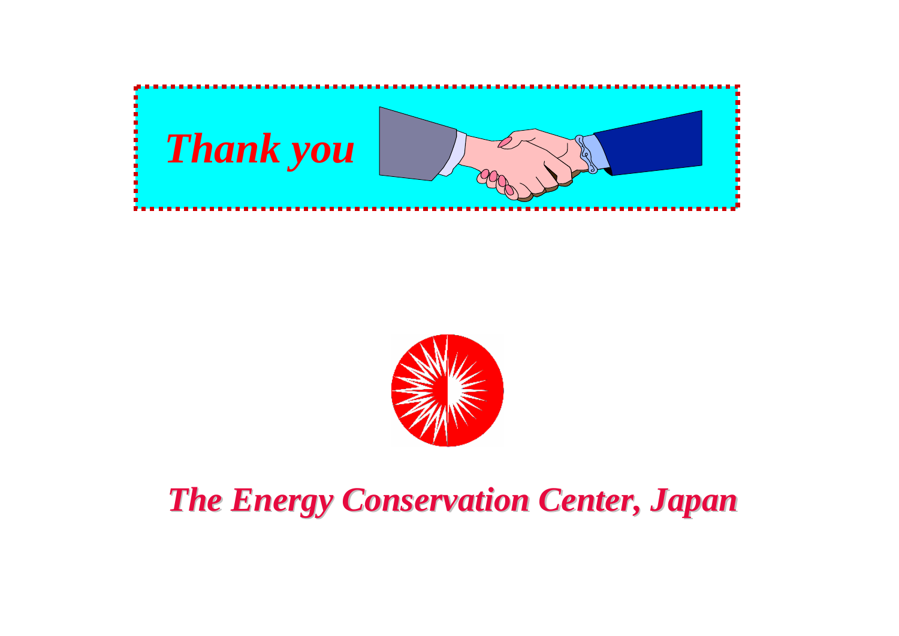***Thank you***

***The Energy Conservation Center, Japan***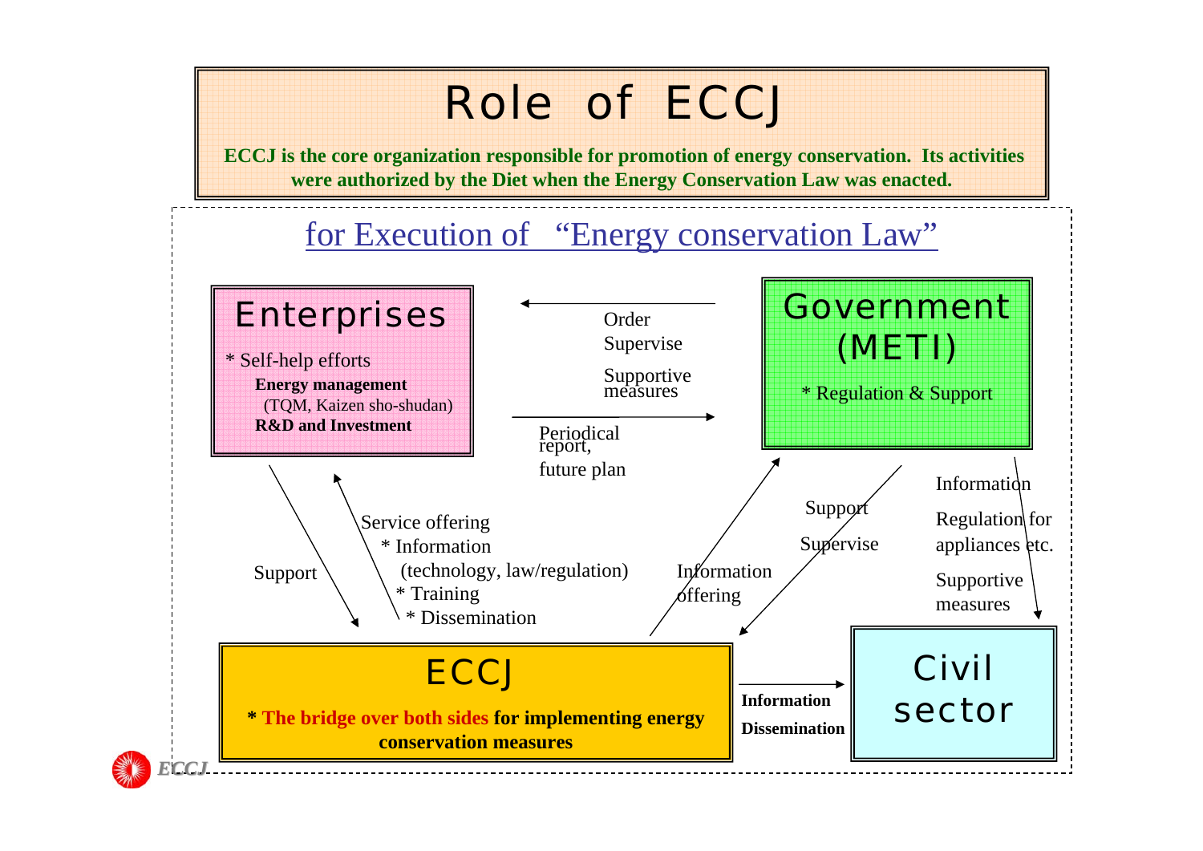# Role of ECCJ

**ECCJ is the core organization responsible for promotion of energy conservation. Its activities were authorized by the Diet when the Energy Conservation Law was enacted.**

## for Execution of "Energy conservation Law"

### Enterprises

* Self-help efforts
  - **Energy management** (TQM, Kaizen sho-shudan)
  - **R&D and Investment**

### Government (METI)

* Regulation & Support

### ECCJ

**\* The bridge over both sides for implementing energy conservation measures**

### Civil sector

---

- Government (METI) → Enterprises: Order, Supervise, Supportive measures
- Enterprises → Government (METI): Periodical report, future plan
- Enterprises → ECCJ: Support
- ECCJ → Enterprises: Service offering
  - * Information (technology, law/regulation)
  - * Training
  - * Dissemination
- ECCJ → Government (METI): Information offering
- Government (METI) → ECCJ: Support, Supervise
- Government (METI) → Civil sector: Information, Regulation for appliances etc., Supportive measures
- ECCJ → Civil sector: **Information Dissemination**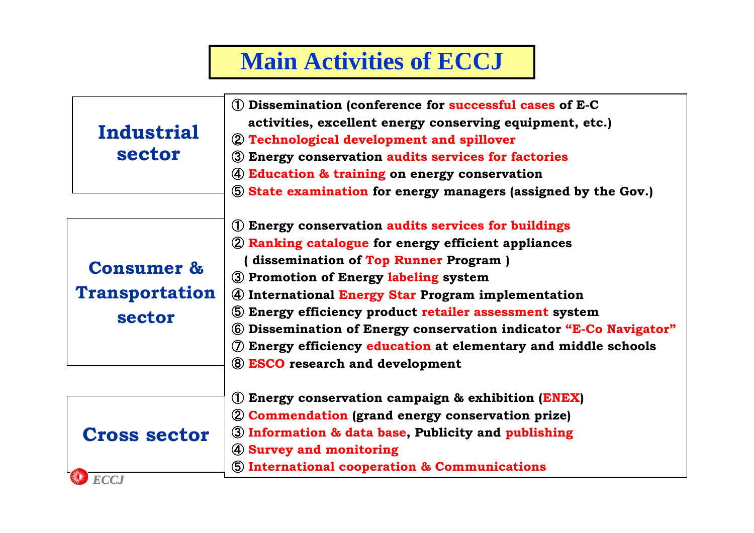# Main Activities of ECCJ

| Sector | Activities |
|---|---|
| **Industrial sector** | ① Dissemination (conference for successful cases of E-C activities, excellent energy conserving equipment, etc.)<br>② Technological development and spillover<br>③ Energy conservation audits services for factories<br>④ Education & training on energy conservation<br>⑤ State examination for energy managers (assigned by the Gov.) |
| **Consumer & Transportation sector** | ① Energy conservation audits services for buildings<br>② Ranking catalogue for energy efficient appliances ( dissemination of Top Runner Program )<br>③ Promotion of Energy labeling system<br>④ International Energy Star Program implementation<br>⑤ Energy efficiency product retailer assessment system<br>⑥ Dissemination of Energy conservation indicator "E-Co Navigator"<br>⑦ Energy efficiency education at elementary and middle schools<br>⑧ ESCO research and development |
| **Cross sector** | ① Energy conservation campaign & exhibition (ENEX)<br>② Commendation (grand energy conservation prize)<br>③ Information & data base, Publicity and publishing<br>④ Survey and monitoring<br>⑤ International cooperation & Communications |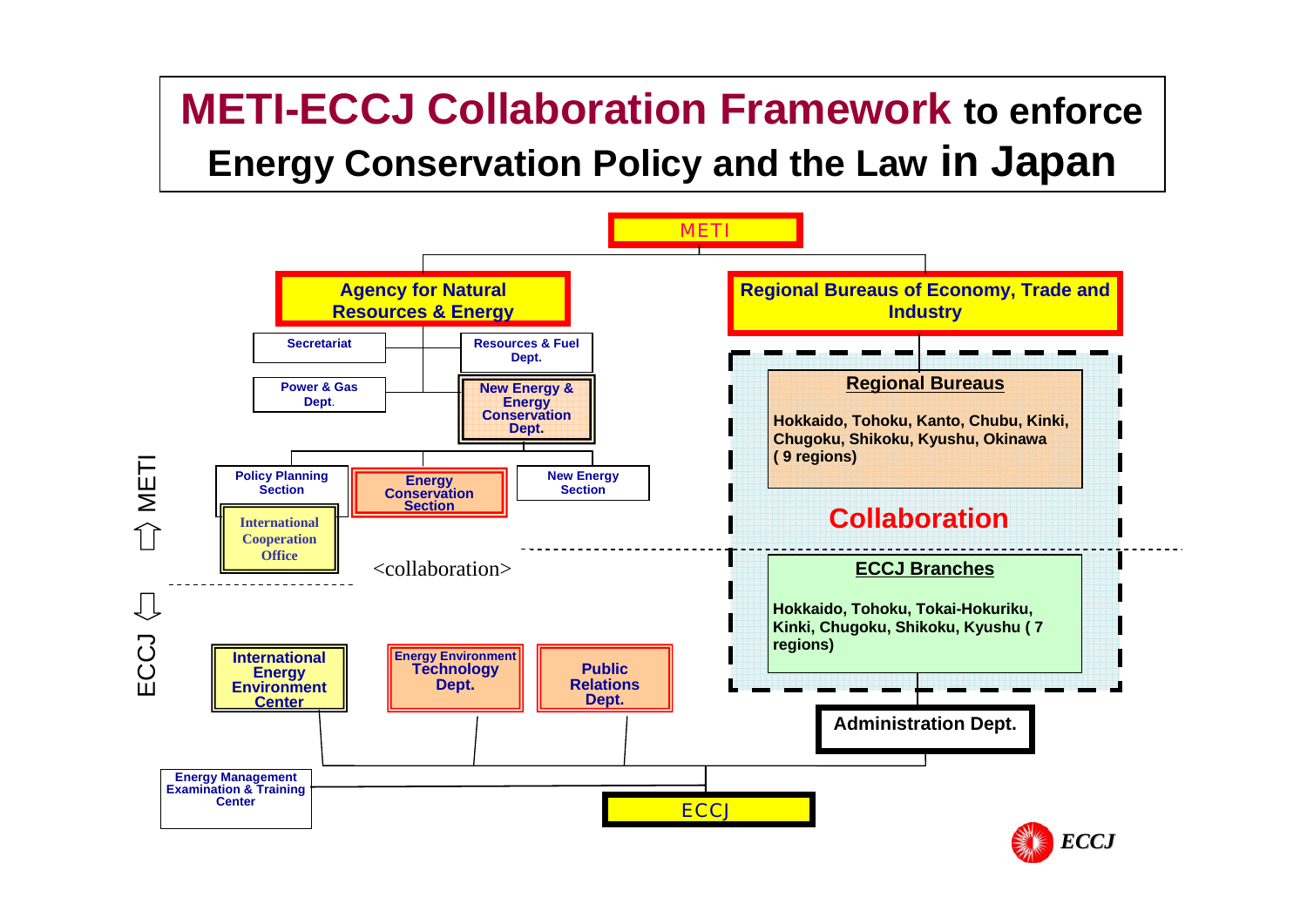# METI-ECCJ Collaboration Framework to enforce Energy Conservation Policy and the Law in Japan

**METI**

- **Agency for Natural Resources & Energy**
  - Secretariat
  - Resources & Fuel Dept.
  - Power & Gas Dept.
  - New Energy & Energy Conservation Dept.
    - Policy Planning Section
      - International Cooperation Office
    - Energy Conservation Section
    - New Energy Section
- **Regional Bureaus of Economy, Trade and Industry**
  - **Regional Bureaus**
    - Hokkaido, Tohoku, Kanto, Chubu, Kinki, Chugoku, Shikoku, Kyushu, Okinawa (9 regions)

**Collaboration**

<collaboration>

⇧ METI / ⇩ ECCJ

**ECCJ**

- International Energy Environment Center
- Energy Environment Technology Dept.
- Public Relations Dept.
- Energy Management Examination & Training Center
- Administration Dept.
  - **ECCJ Branches**
    - Hokkaido, Tohoku, Tokai-Hokuriku, Kinki, Chugoku, Shikoku, Kyushu (7 regions)

*ECCJ*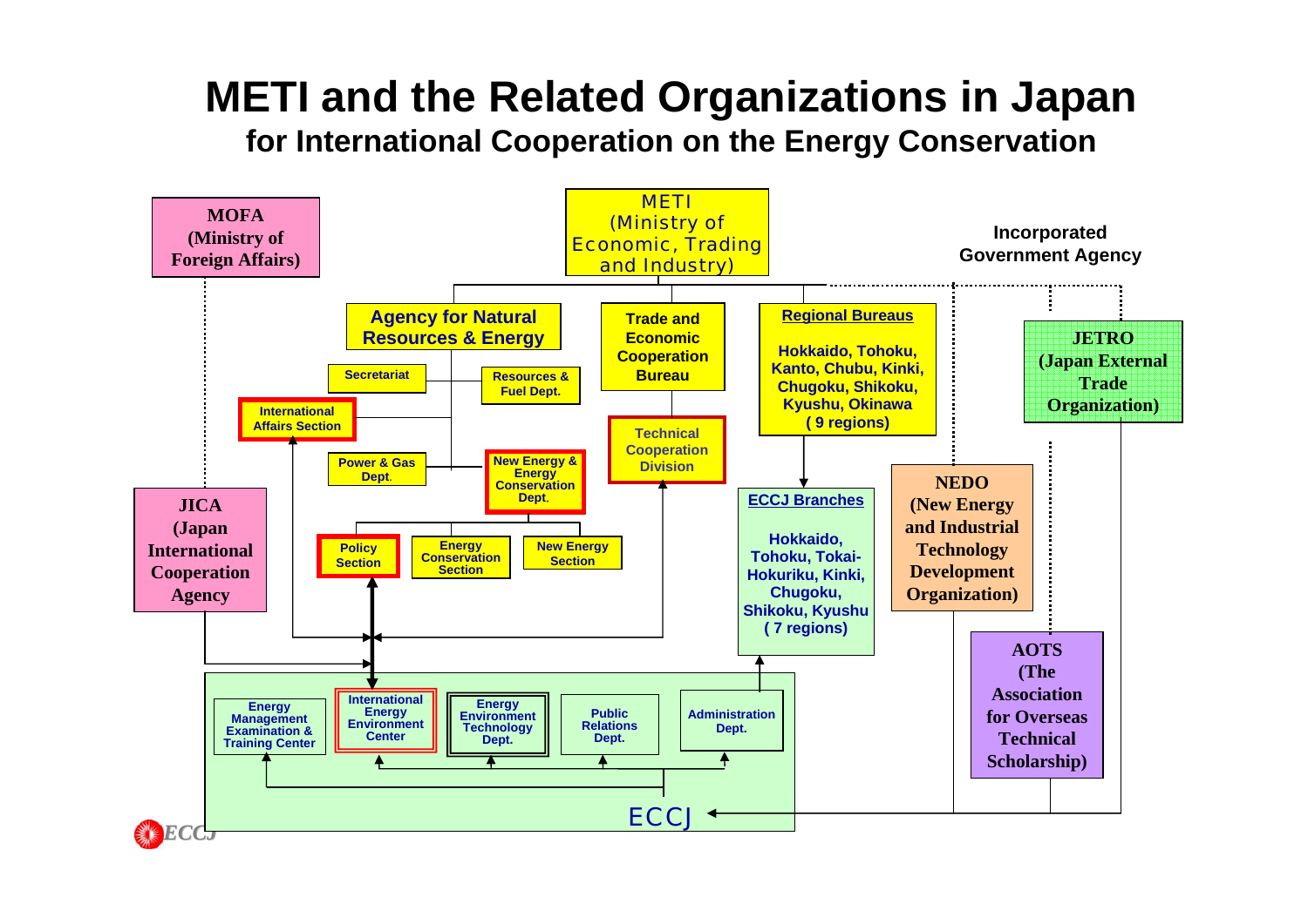# METI and the Related Organizations in Japan

## for International Cooperation on the Energy Conservation

MOFA (Ministry of Foreign Affairs)

METI (Ministry of Economic, Trading and Industry)

Incorporated Government Agency

Agency for Natural Resources & Energy

Secretariat

Resources & Fuel Dept.

International Affairs Section

Power & Gas Dept.

New Energy & Energy Conservation Dept.

Policy Section

Energy Conservation Section

New Energy Section

Trade and Economic Cooperation Bureau

Technical Cooperation Division

Regional Bureaus

Hokkaido, Tohoku, Kanto, Chubu, Kinki, Chugoku, Shikoku, Kyushu, Okinawa ( 9 regions)

ECCJ Branches

Hokkaido, Tohoku, Tokai-Hokuriku, Kinki, Chugoku, Shikoku, Kyushu ( 7 regions)

JETRO (Japan External Trade Organization)

NEDO (New Energy and Industrial Technology Development Organization)

AOTS (The Association for Overseas Technical Scholarship)

JICA (Japan International Cooperation Agency)

Energy Management Examination & Training Center

International Energy Environment Center

Energy Environment Technology Dept.

Public Relations Dept.

Administration Dept.

ECCJ